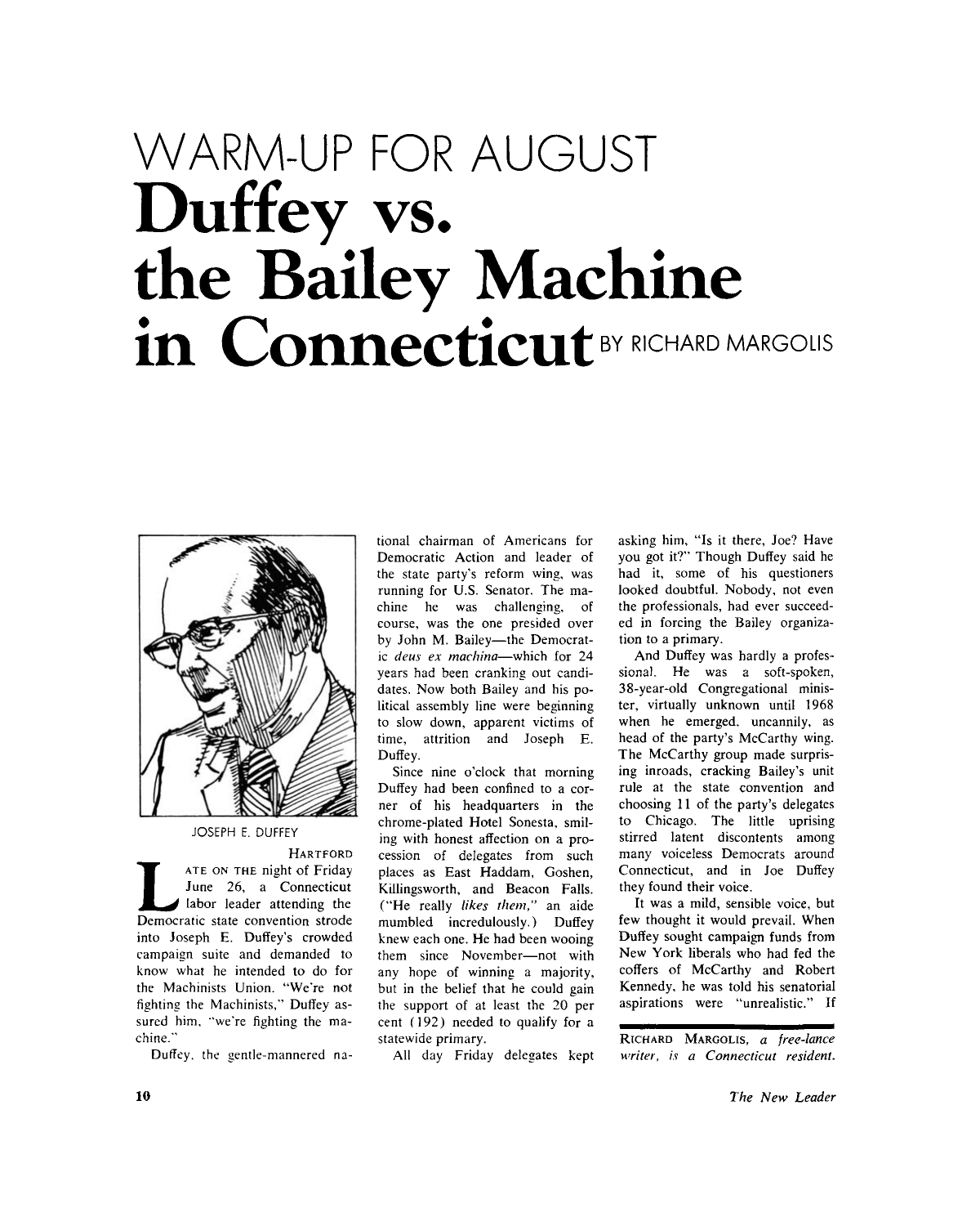# WARM-UP FOR AUGUST

# Duffey vs. the Bailey Machine in Connecticut

BY RICHARD MARGOLIS

JOSEPH E. DUFFEY

HARTFORD

LATE ON THE night of Friday June 26, a Connecticut labor leader attending the Democratic state convention strode into Joseph E. Duffey's crowded campaign suite and demanded to know what he intended to do for the Machinists Union. "We're not fighting the Machinists," Duffey assured him, "we're fighting the machine."

Duffey, the gentle-mannered national chairman of Americans for Democratic Action and leader of the state party's reform wing, was running for U.S. Senator. The machine he was challenging, of course, was the one presided over by John M. Bailey—the Democratic *deus ex machina*—which for 24 years had been cranking out candidates. Now both Bailey and his political assembly line were beginning to slow down, apparent victims of time, attrition and Joseph E. Duffey.

Since nine o'clock that morning Duffey had been confined to a corner of his headquarters in the chrome-plated Hotel Sonesta, smiling with honest affection on a procession of delegates from such places as East Haddam, Goshen, Killingsworth, and Beacon Falls. ("He really *likes them*," an aide mumbled incredulously.) Duffey knew each one. He had been wooing them since November—not with any hope of winning a majority, but in the belief that he could gain the support of at least the 20 per cent (192) needed to qualify for a statewide primary.

All day Friday delegates kept asking him, "Is it there, Joe? Have you got it?" Though Duffey said he had it, some of his questioners looked doubtful. Nobody, not even the professionals, had ever succeeded in forcing the Bailey organization to a primary.

And Duffey was hardly a professional. He was a soft-spoken, 38-year-old Congregational minister, virtually unknown until 1968 when he emerged, uncannily, as head of the party's McCarthy wing. The McCarthy group made surprising inroads, cracking Bailey's unit rule at the state convention and choosing 11 of the party's delegates to Chicago. The little uprising stirred latent discontents among many voiceless Democrats around Connecticut, and in Joe Duffey they found their voice.

It was a mild, sensible voice, but few thought it would prevail. When Duffey sought campaign funds from New York liberals who had fed the coffers of McCarthy and Robert Kennedy, he was told his senatorial aspirations were "unrealistic." If

RICHARD MARGOLIS, *a free-lance writer, is a Connecticut resident.*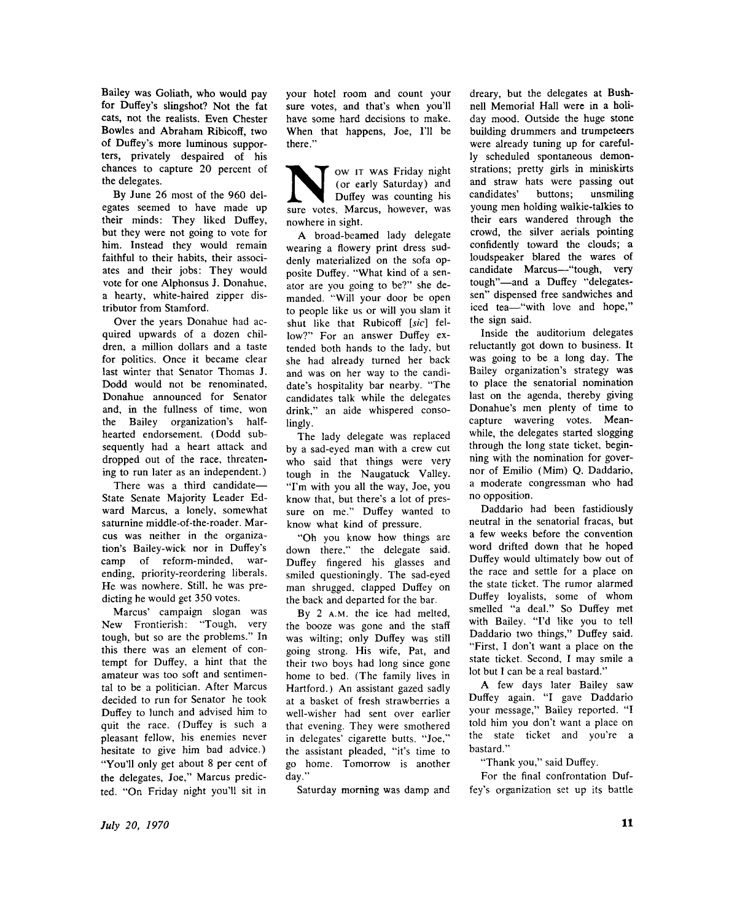Bailey was Goliath, who would pay for Duffey's slingshot? Not the fat cats, not the realists. Even Chester Bowles and Abraham Ribicoff, two of Duffey's more luminous supporters, privately despaired of his chances to capture 20 percent of the delegates.

By June 26 most of the 960 delegates seemed to have made up their minds: They liked Duffey, but they were not going to vote for him. Instead they would remain faithful to their habits, their associates and their jobs: They would vote for one Alphonsus J. Donahue, a hearty, white-haired zipper distributor from Stamford.

Over the years Donahue had acquired upwards of a dozen children, a million dollars and a taste for politics. Once it became clear last winter that Senator Thomas J. Dodd would not be renominated, Donahue announced for Senator and, in the fullness of time, won the Bailey organization's half-hearted endorsement. (Dodd subsequently had a heart attack and dropped out of the race, threatening to run later as an independent.)

There was a third candidate—State Senate Majority Leader Edward Marcus, a lonely, somewhat saturnine middle-of-the-roader. Marcus was neither in the organization's Bailey-wick nor in Duffey's camp of reform-minded, war-ending, priority-reordering liberals. He was nowhere. Still, he was predicting he would get 350 votes.

Marcus' campaign slogan was New Frontierish: "Tough, very tough, but so are the problems." In this there was an element of contempt for Duffey, a hint that the amateur was too soft and sentimental to be a politician. After Marcus decided to run for Senator he took Duffey to lunch and advised him to quit the race. (Duffey is such a pleasant fellow, his enemies never hesitate to give him bad advice.) "You'll only get about 8 per cent of the delegates, Joe," Marcus predicted. "On Friday night you'll sit in your hotel room and count your sure votes, and that's when you'll have some hard decisions to make. When that happens, Joe, I'll be there."

Now it was Friday night (or early Saturday) and Duffey was counting his sure votes. Marcus, however, was nowhere in sight.

A broad-beamed lady delegate wearing a flowery print dress suddenly materialized on the sofa opposite Duffey. "What kind of a senator are you going to be?" she demanded. "Will your door be open to people like us or will you slam it shut like that Rubicoff [*sic*] fellow?" For an answer Duffey extended both hands to the lady, but she had already turned her back and was on her way to the candidate's hospitality bar nearby. "The candidates talk while the delegates drink," an aide whispered consolingly.

The lady delegate was replaced by a sad-eyed man with a crew cut who said that things were very tough in the Naugatuck Valley. "I'm with you all the way, Joe, you know that, but there's a lot of pressure on me." Duffey wanted to know what kind of pressure.

"Oh you know how things are down there," the delegate said. Duffey fingered his glasses and smiled questioningly. The sad-eyed man shrugged, clapped Duffey on the back and departed for the bar.

By 2 A.M. the ice had melted, the booze was gone and the staff was wilting; only Duffey was still going strong. His wife, Pat, and their two boys had long since gone home to bed. (The family lives in Hartford.) An assistant gazed sadly at a basket of fresh strawberries a well-wisher had sent over earlier that evening. They were smothered in delegates' cigarette butts. "Joe," the assistant pleaded, "it's time to go home. Tomorrow is another day."

Saturday morning was damp and dreary, but the delegates at Bushnell Memorial Hall were in a holiday mood. Outside the huge stone building drummers and trumpeteers were already tuning up for carefully scheduled spontaneous demonstrations; pretty girls in miniskirts and straw hats were passing out candidates' buttons; unsmiling young men holding walkie-talkies to their ears wandered through the crowd, the silver aerials pointing confidently toward the clouds; a loudspeaker blared the wares of candidate Marcus—"tough, very tough"—and a Duffey "delegatessen" dispensed free sandwiches and iced tea—"with love and hope," the sign said.

Inside the auditorium delegates reluctantly got down to business. It was going to be a long day. The Bailey organization's strategy was to place the senatorial nomination last on the agenda, thereby giving Donahue's men plenty of time to capture wavering votes. Meanwhile, the delegates started slogging through the long state ticket, beginning with the nomination for governor of Emilio (Mim) Q. Daddario, a moderate congressman who had no opposition.

Daddario had been fastidiously neutral in the senatorial fracas, but a few weeks before the convention word drifted down that he hoped Duffey would ultimately bow out of the race and settle for a place on the state ticket. The rumor alarmed Duffey loyalists, some of whom smelled "a deal." So Duffey met with Bailey. "I'd like you to tell Daddario two things," Duffey said. "First, I don't want a place on the state ticket. Second, I may smile a lot but I can be a real bastard."

A few days later Bailey saw Duffey again. "I gave Daddario your message," Bailey reported. "I told him you don't want a place on the state ticket and you're a bastard."

"Thank you," said Duffey.

For the final confrontation Duffey's organization set up its battle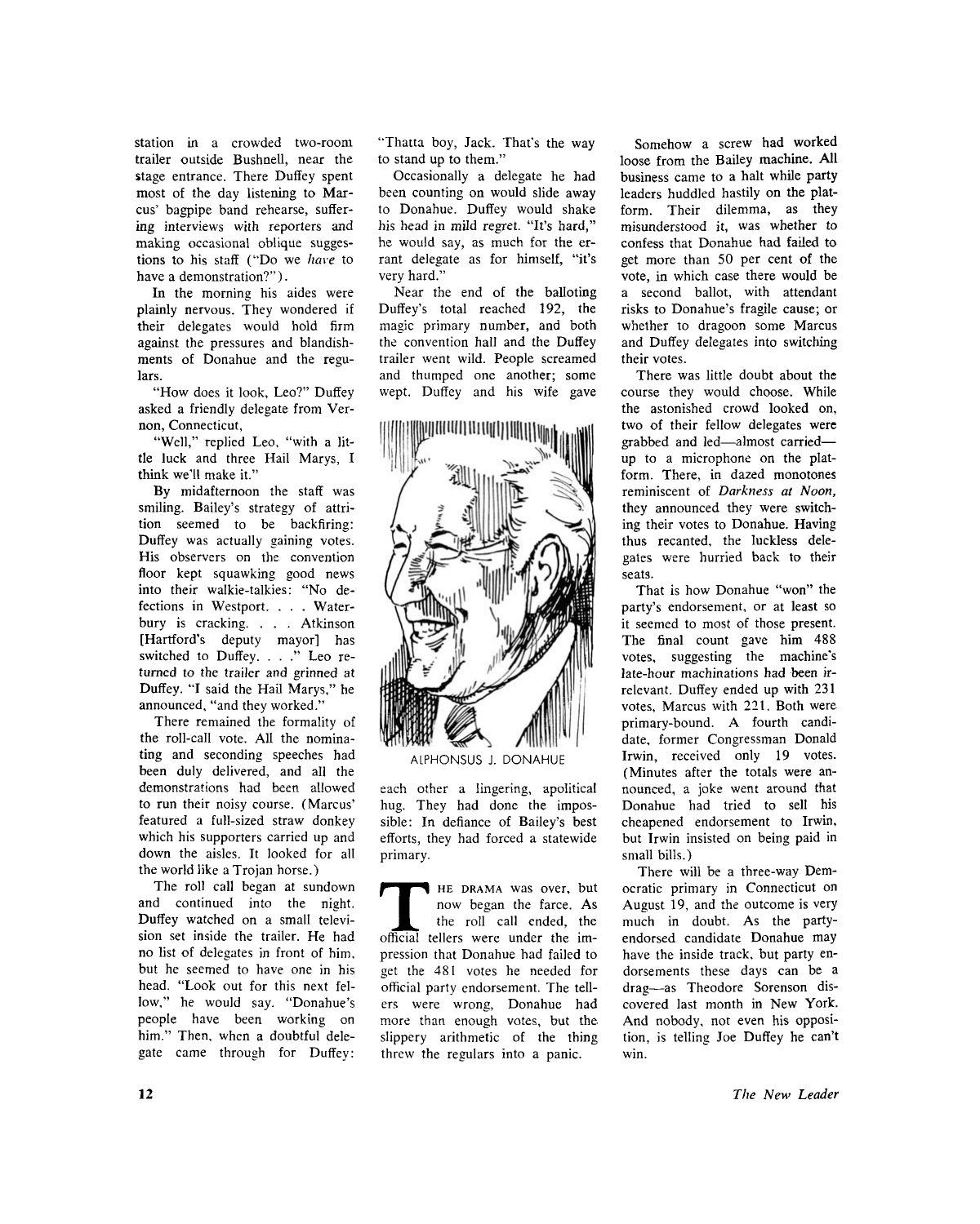station in a crowded two-room trailer outside Bushnell, near the stage entrance. There Duffey spent most of the day listening to Marcus' bagpipe band rehearse, suffering interviews with reporters and making occasional oblique suggestions to his staff ("Do we *have* to have a demonstration?").

In the morning his aides were plainly nervous. They wondered if their delegates would hold firm against the pressures and blandishments of Donahue and the regulars.

"How does it look, Leo?" Duffey asked a friendly delegate from Vernon, Connecticut.

"Well," replied Leo, "with a little luck and three Hail Marys, I think we'll make it."

By midafternoon the staff was smiling. Bailey's strategy of attrition seemed to be backfiring: Duffey was actually gaining votes. His observers on the convention floor kept squawking good news into their walkie-talkies: "No defections in Westport. . . . Waterbury is cracking. . . . Atkinson [Hartford's deputy mayor] has switched to Duffey. . . ." Leo returned to the trailer and grinned at Duffey. "I said the Hail Marys," he announced, "and they worked."

There remained the formality of the roll-call vote. All the nominating and seconding speeches had been duly delivered, and all the demonstrations had been allowed to run their noisy course. (Marcus' featured a full-sized straw donkey which his supporters carried up and down the aisles. It looked for all the world like a Trojan horse.)

The roll call began at sundown and continued into the night. Duffey watched on a small television set inside the trailer. He had no list of delegates in front of him, but he seemed to have one in his head. "Look out for this next fellow," he would say. "Donahue's people have been working on him." Then, when a doubtful delegate came through for Duffey: "Thatta boy, Jack. That's the way to stand up to them."

Occasionally a delegate he had been counting on would slide away to Donahue. Duffey would shake his head in mild regret. "It's hard," he would say, as much for the errant delegate as for himself, "it's very hard."

Near the end of the balloting Duffey's total reached 192, the magic primary number, and both the convention hall and the Duffey trailer went wild. People screamed and thumped one another; some wept. Duffey and his wife gave each other a lingering, apolitical hug. They had done the impossible: In defiance of Bailey's best efforts, they had forced a statewide primary.

ALPHONSUS J. DONAHUE

THE DRAMA was over, but now began the farce. As the roll call ended, the official tellers were under the impression that Donahue had failed to get the 481 votes he needed for official party endorsement. The tellers were wrong. Donahue had more than enough votes, but the slippery arithmetic of the thing threw the regulars into a panic.

Somehow a screw had worked loose from the Bailey machine. All business came to a halt while party leaders huddled hastily on the platform. Their dilemma, as they misunderstood it, was whether to confess that Donahue had failed to get more than 50 per cent of the vote, in which case there would be a second ballot, with attendant risks to Donahue's fragile cause; or whether to dragoon some Marcus and Duffey delegates into switching their votes.

There was little doubt about the course they would choose. While the astonished crowd looked on, two of their fellow delegates were grabbed and led—almost carried—up to a microphone on the platform. There, in dazed monotones reminiscent of *Darkness at Noon,* they announced they were switching their votes to Donahue. Having thus recanted, the luckless delegates were hurried back to their seats.

That is how Donahue "won" the party's endorsement, or at least so it seemed to most of those present. The final count gave him 488 votes, suggesting the machine's late-hour machinations had been irrelevant. Duffey ended up with 231 votes, Marcus with 221. Both were primary-bound. A fourth candidate, former Congressman Donald Irwin, received only 19 votes. (Minutes after the totals were announced, a joke went around that Donahue had tried to sell his cheapened endorsement to Irwin, but Irwin insisted on being paid in small bills.)

There will be a three-way Democratic primary in Connecticut on August 19, and the outcome is very much in doubt. As the party-endorsed candidate Donahue may have the inside track, but party endorsements these days can be a drag—as Theodore Sorenson discovered last month in New York. And nobody, not even his opposition, is telling Joe Duffey he can't win.